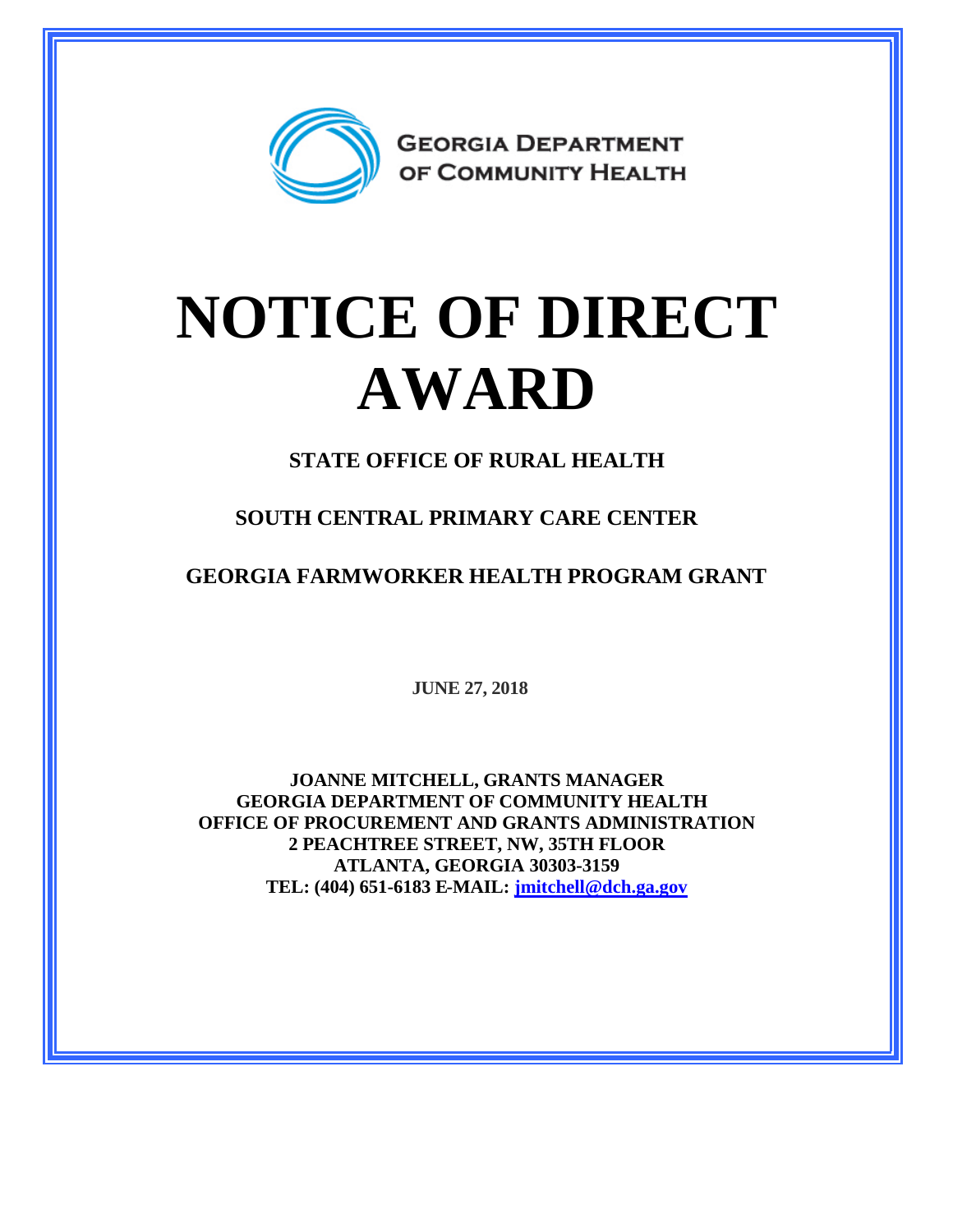GEORGIA DEPARTMENT OF COMMUNITY HEALTH

# NOTICE OF DIRECT AWARD

**STATE OFFICE OF RURAL HEALTH**

**SOUTH CENTRAL PRIMARY CARE CENTER**

**GEORGIA FARMWORKER HEALTH PROGRAM GRANT**

**JUNE 27, 2018**

**JOANNE MITCHELL, GRANTS MANAGER**
**GEORGIA DEPARTMENT OF COMMUNITY HEALTH**
**OFFICE OF PROCUREMENT AND GRANTS ADMINISTRATION**
**2 PEACHTREE STREET, NW, 35TH FLOOR**
**ATLANTA, GEORGIA 30303-3159**
**TEL: (404) 651-6183 E-MAIL: jmitchell@dch.ga.gov**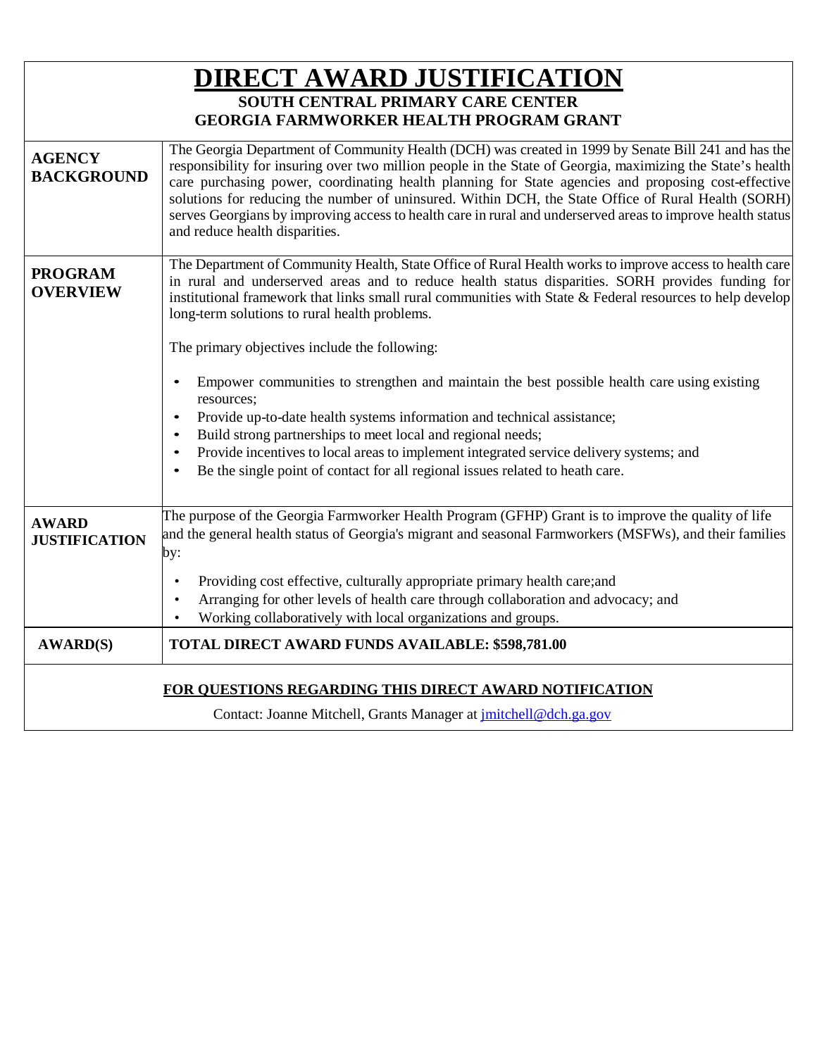# DIRECT AWARD JUSTIFICATION

## SOUTH CENTRAL PRIMARY CARE CENTER
## GEORGIA FARMWORKER HEALTH PROGRAM GRANT

| | |
|---|---|
| **AGENCY BACKGROUND** | The Georgia Department of Community Health (DCH) was created in 1999 by Senate Bill 241 and has the responsibility for insuring over two million people in the State of Georgia, maximizing the State's health care purchasing power, coordinating health planning for State agencies and proposing cost-effective solutions for reducing the number of uninsured. Within DCH, the State Office of Rural Health (SORH) serves Georgians by improving access to health care in rural and underserved areas to improve health status and reduce health disparities. |
| **PROGRAM OVERVIEW** | The Department of Community Health, State Office of Rural Health works to improve access to health care in rural and underserved areas and to reduce health status disparities. SORH provides funding for institutional framework that links small rural communities with State & Federal resources to help develop long-term solutions to rural health problems.<br><br>The primary objectives include the following:<br><br>• Empower communities to strengthen and maintain the best possible health care using existing resources;<br>• Provide up-to-date health systems information and technical assistance;<br>• Build strong partnerships to meet local and regional needs;<br>• Provide incentives to local areas to implement integrated service delivery systems; and<br>• Be the single point of contact for all regional issues related to heath care. |
| **AWARD JUSTIFICATION** | The purpose of the Georgia Farmworker Health Program (GFHP) Grant is to improve the quality of life and the general health status of Georgia's migrant and seasonal Farmworkers (MSFWs), and their families by:<br><br>• Providing cost effective, culturally appropriate primary health care;and<br>• Arranging for other levels of health care through collaboration and advocacy; and<br>• Working collaboratively with local organizations and groups. |
| **AWARD(S)** | **TOTAL DIRECT AWARD FUNDS AVAILABLE: $598,781.00** |

**FOR QUESTIONS REGARDING THIS DIRECT AWARD NOTIFICATION**

Contact: Joanne Mitchell, Grants Manager at jmitchell@dch.ga.gov